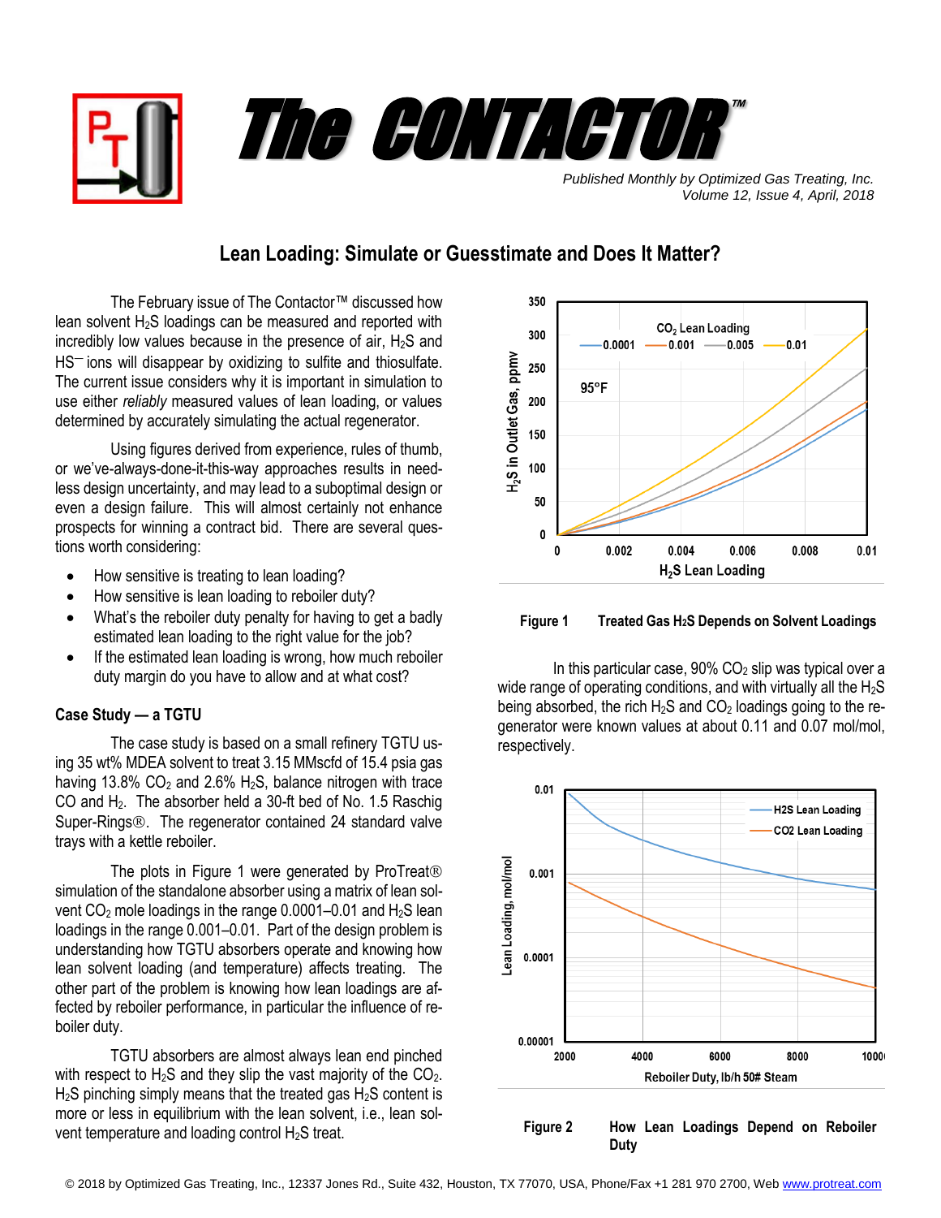# The CONTACTOR™

*Published Monthly by Optimized Gas Treating, Inc.*
*Volume 12, Issue 4, April, 2018*

## Lean Loading: Simulate or Guesstimate and Does It Matter?

The February issue of The Contactor™ discussed how lean solvent $H_2S$ loadings can be measured and reported with incredibly low values because in the presence of air, $H_2S$ and $HS^-$ ions will disappear by oxidizing to sulfite and thiosulfate. The current issue considers why it is important in simulation to use either *reliably* measured values of lean loading, or values determined by accurately simulating the actual regenerator.

Using figures derived from experience, rules of thumb, or we've-always-done-it-this-way approaches results in needless design uncertainty, and may lead to a suboptimal design or even a design failure. This will almost certainly not enhance prospects for winning a contract bid. There are several questions worth considering:

- How sensitive is treating to lean loading?
- How sensitive is lean loading to reboiler duty?
- What's the reboiler duty penalty for having to get a badly estimated lean loading to the right value for the job?
- If the estimated lean loading is wrong, how much reboiler duty margin do you have to allow and at what cost?

### Case Study — a TGTU

The case study is based on a small refinery TGTU using 35 wt% MDEA solvent to treat 3.15 MMscfd of 15.4 psia gas having 13.8% $CO_2$ and 2.6% $H_2S$, balance nitrogen with trace CO and $H_2$. The absorber held a 30-ft bed of No. 1.5 Raschig Super-Rings®. The regenerator contained 24 standard valve trays with a kettle reboiler.

The plots in Figure 1 were generated by ProTreat® simulation of the standalone absorber using a matrix of lean solvent $CO_2$ mole loadings in the range 0.0001–0.01 and $H_2S$ lean loadings in the range 0.001–0.01. Part of the design problem is understanding how TGTU absorbers operate and knowing how lean solvent loading (and temperature) affects treating. The other part of the problem is knowing how lean loadings are affected by reboiler performance, in particular the influence of reboiler duty.

TGTU absorbers are almost always lean end pinched with respect to $H_2S$ and they slip the vast majority of the $CO_2$. $H_2S$ pinching simply means that the treated gas $H_2S$ content is more or less in equilibrium with the lean solvent, i.e., lean solvent temperature and loading control $H_2S$ treat.

**Figure 1 Treated Gas $H_2S$ Depends on Solvent Loadings**

In this particular case, 90% $CO_2$ slip was typical over a wide range of operating conditions, and with virtually all the $H_2S$ being absorbed, the rich $H_2S$ and $CO_2$ loadings going to the regenerator were known values at about 0.11 and 0.07 mol/mol, respectively.

**Figure 2 How Lean Loadings Depend on Reboiler Duty**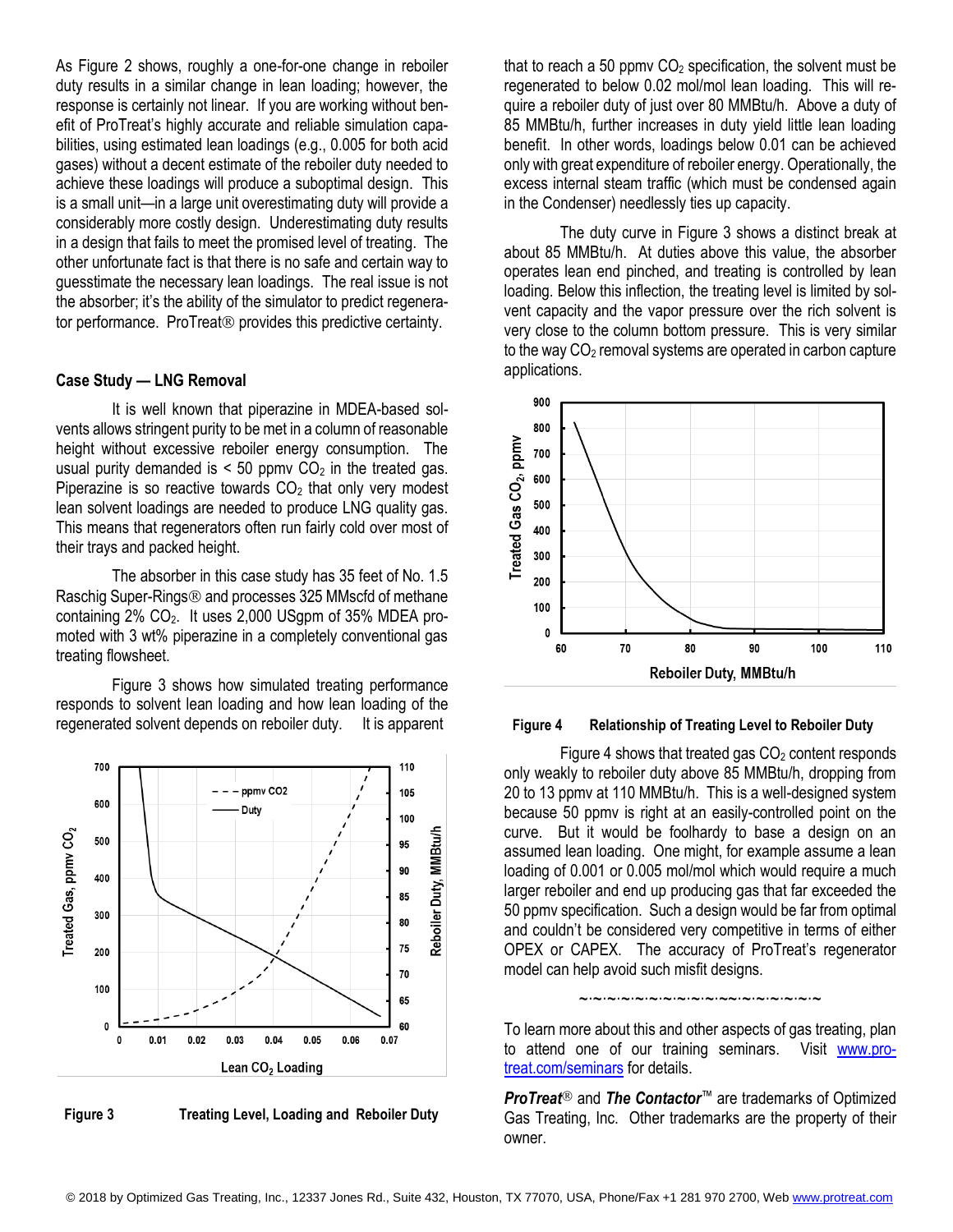As Figure 2 shows, roughly a one-for-one change in reboiler duty results in a similar change in lean loading; however, the response is certainly not linear. If you are working without benefit of ProTreat's highly accurate and reliable simulation capabilities, using estimated lean loadings (e.g., 0.005 for both acid gases) without a decent estimate of the reboiler duty needed to achieve these loadings will produce a suboptimal design. This is a small unit—in a large unit overestimating duty will provide a considerably more costly design. Underestimating duty results in a design that fails to meet the promised level of treating. The other unfortunate fact is that there is no safe and certain way to guesstimate the necessary lean loadings. The real issue is not the absorber; it's the ability of the simulator to predict regenerator performance. ProTreat® provides this predictive certainty.

## Case Study — LNG Removal

It is well known that piperazine in MDEA-based solvents allows stringent purity to be met in a column of reasonable height without excessive reboiler energy consumption. The usual purity demanded is < 50 ppmv $CO_2$ in the treated gas. Piperazine is so reactive towards $CO_2$ that only very modest lean solvent loadings are needed to produce LNG quality gas. This means that regenerators often run fairly cold over most of their trays and packed height.

The absorber in this case study has 35 feet of No. 1.5 Raschig Super-Rings® and processes 325 MMscfd of methane containing 2% $CO_2$. It uses 2,000 USgpm of 35% MDEA promoted with 3 wt% piperazine in a completely conventional gas treating flowsheet.

Figure 3 shows how simulated treating performance responds to solvent lean loading and how lean loading of the regenerated solvent depends on reboiler duty. It is apparent that to reach a 50 ppmv $CO_2$ specification, the solvent must be regenerated to below 0.02 mol/mol lean loading. This will require a reboiler duty of just over 80 MMBtu/h. Above a duty of 85 MMBtu/h, further increases in duty yield little lean loading benefit. In other words, loadings below 0.01 can be achieved only with great expenditure of reboiler energy. Operationally, the excess internal steam traffic (which must be condensed again in the Condenser) needlessly ties up capacity.

Treated Gas, ppmv $CO_2$
Reboiler Duty, MMBtu/h
Lean $CO_2$ Loading
ppmv CO2
Duty
0 100 200 300 400 500 600 700
60 65 70 75 80 85 90 95 100 105 110
0 0.01 0.02 0.03 0.04 0.05 0.06 0.07

**Figure 3** **Treating Level, Loading and Reboiler Duty**

The duty curve in Figure 3 shows a distinct break at about 85 MMBtu/h. At duties above this value, the absorber operates lean end pinched, and treating is controlled by lean loading. Below this inflection, the treating level is limited by solvent capacity and the vapor pressure over the rich solvent is very close to the column bottom pressure. This is very similar to the way $CO_2$ removal systems are operated in carbon capture applications.

Treated Gas $CO_2$, ppmv
Reboiler Duty, MMBtu/h
0 100 200 300 400 500 600 700 800 900
60 70 80 90 100 110

**Figure 4** **Relationship of Treating Level to Reboiler Duty**

Figure 4 shows that treated gas $CO_2$ content responds only weakly to reboiler duty above 85 MMBtu/h, dropping from 20 to 13 ppmv at 110 MMBtu/h. This is a well-designed system because 50 ppmv is right at an easily-controlled point on the curve. But it would be foolhardy to base a design on an assumed lean loading. One might, for example assume a lean loading of 0.001 or 0.005 mol/mol which would require a much larger reboiler and end up producing gas that far exceeded the 50 ppmv specification. Such a design would be far from optimal and couldn't be considered very competitive in terms of either OPEX or CAPEX. The accuracy of ProTreat's regenerator model can help avoid such misfit designs.

~·~·~·~·~·~·~·~·~·~·~·~·~·~·~·~·~·~

To learn more about this and other aspects of gas treating, plan to attend one of our training seminars. Visit [www.protreat.com/seminars](www.protreat.com/seminars) for details.

***ProTreat***® and ***The Contactor***™ are trademarks of Optimized Gas Treating, Inc. Other trademarks are the property of their owner.

© 2018 by Optimized Gas Treating, Inc., 12337 Jones Rd., Suite 432, Houston, TX 77070, USA, Phone/Fax +1 281 970 2700, Web www.protreat.com